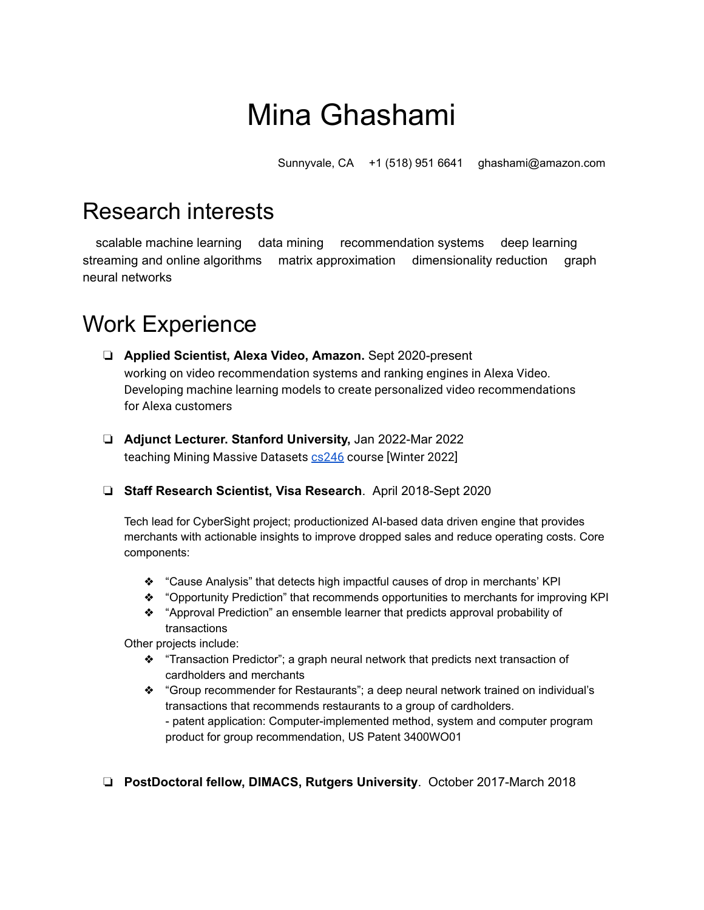# Mina Ghashami

Sunnyvale, CA    +1 (518) 951 6641    ghashami@amazon.com

## Research interests

scalable machine learning    data mining    recommendation systems    deep learning    streaming and online algorithms    matrix approximation    dimensionality reduction    graph neural networks

## Work Experience

- **Applied Scientist, Alexa Video, Amazon.** Sept 2020-present
  working on video recommendation systems and ranking engines in Alexa Video. Developing machine learning models to create personalized video recommendations for Alexa customers

- **Adjunct Lecturer. Stanford University,** Jan 2022-Mar 2022
  teaching Mining Massive Datasets cs246 course [Winter 2022]

- **Staff Research Scientist, Visa Research**. April 2018-Sept 2020

  Tech lead for CyberSight project; productionized AI-based data driven engine that provides merchants with actionable insights to improve dropped sales and reduce operating costs. Core components:

  - "Cause Analysis" that detects high impactful causes of drop in merchants' KPI
  - "Opportunity Prediction" that recommends opportunities to merchants for improving KPI
  - "Approval Prediction" an ensemble learner that predicts approval probability of transactions

  Other projects include:

  - "Transaction Predictor"; a graph neural network that predicts next transaction of cardholders and merchants
  - "Group recommender for Restaurants"; a deep neural network trained on individual's transactions that recommends restaurants to a group of cardholders.
    - patent application: Computer-implemented method, system and computer program product for group recommendation, US Patent 3400WO01

- **PostDoctoral fellow, DIMACS, Rutgers University**. October 2017-March 2018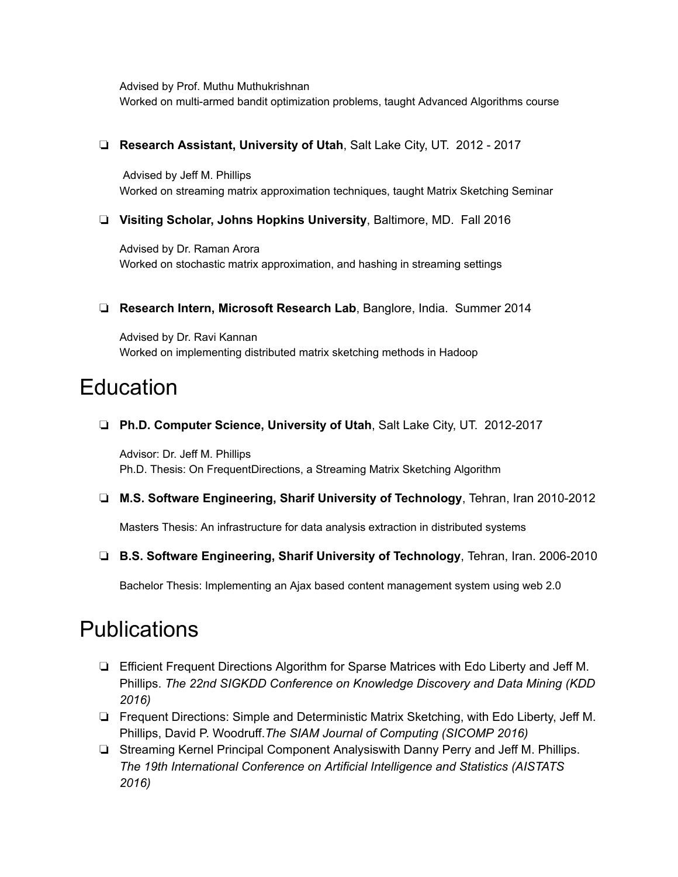Advised by Prof. Muthu Muthukrishnan
Worked on multi-armed bandit optimization problems, taught Advanced Algorithms course

- **Research Assistant, University of Utah**, Salt Lake City, UT. 2012 - 2017

  Advised by Jeff M. Phillips
  Worked on streaming matrix approximation techniques, taught Matrix Sketching Seminar

- **Visiting Scholar, Johns Hopkins University**, Baltimore, MD. Fall 2016

  Advised by Dr. Raman Arora
  Worked on stochastic matrix approximation, and hashing in streaming settings

- **Research Intern, Microsoft Research Lab**, Banglore, India. Summer 2014

  Advised by Dr. Ravi Kannan
  Worked on implementing distributed matrix sketching methods in Hadoop

# Education

- **Ph.D. Computer Science, University of Utah**, Salt Lake City, UT. 2012-2017

  Advisor: Dr. Jeff M. Phillips
  Ph.D. Thesis: On FrequentDirections, a Streaming Matrix Sketching Algorithm

- **M.S. Software Engineering, Sharif University of Technology**, Tehran, Iran 2010-2012

  Masters Thesis: An infrastructure for data analysis extraction in distributed systems

- **B.S. Software Engineering, Sharif University of Technology**, Tehran, Iran. 2006-2010

  Bachelor Thesis: Implementing an Ajax based content management system using web 2.0

# Publications

- Efficient Frequent Directions Algorithm for Sparse Matrices with Edo Liberty and Jeff M. Phillips. *The 22nd SIGKDD Conference on Knowledge Discovery and Data Mining (KDD 2016)*
- Frequent Directions: Simple and Deterministic Matrix Sketching, with Edo Liberty, Jeff M. Phillips, David P. Woodruff.*The SIAM Journal of Computing (SICOMP 2016)*
- Streaming Kernel Principal Component Analysiswith Danny Perry and Jeff M. Phillips. *The 19th International Conference on Artificial Intelligence and Statistics (AISTATS 2016)*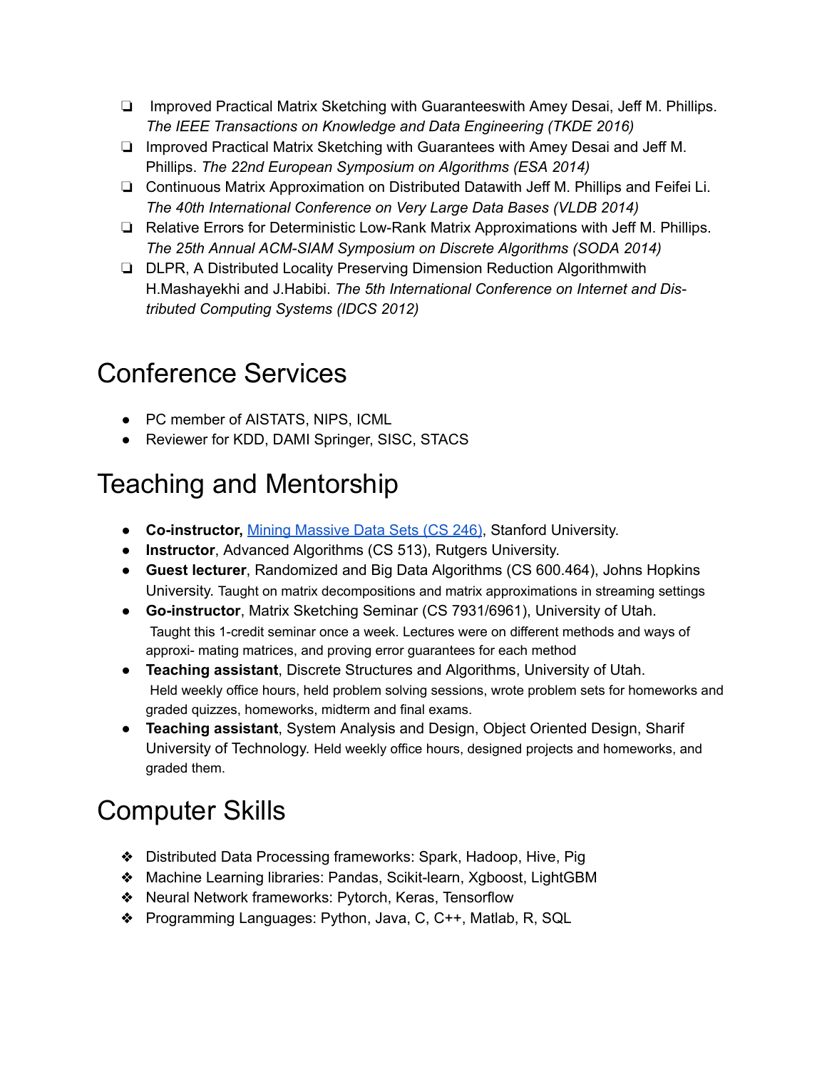- Improved Practical Matrix Sketching with Guaranteeswith Amey Desai, Jeff M. Phillips. *The IEEE Transactions on Knowledge and Data Engineering (TKDE 2016)*
- Improved Practical Matrix Sketching with Guarantees with Amey Desai and Jeff M. Phillips. *The 22nd European Symposium on Algorithms (ESA 2014)*
- Continuous Matrix Approximation on Distributed Datawith Jeff M. Phillips and Feifei Li. *The 40th International Conference on Very Large Data Bases (VLDB 2014)*
- Relative Errors for Deterministic Low-Rank Matrix Approximations with Jeff M. Phillips. *The 25th Annual ACM-SIAM Symposium on Discrete Algorithms (SODA 2014)*
- DLPR, A Distributed Locality Preserving Dimension Reduction Algorithmwith H.Mashayekhi and J.Habibi. *The 5th International Conference on Internet and Distributed Computing Systems (IDCS 2012)*

# Conference Services

- PC member of AISTATS, NIPS, ICML
- Reviewer for KDD, DAMI Springer, SISC, STACS

# Teaching and Mentorship

- **Co-instructor,** Mining Massive Data Sets (CS 246), Stanford University.
- **Instructor**, Advanced Algorithms (CS 513), Rutgers University.
- **Guest lecturer**, Randomized and Big Data Algorithms (CS 600.464), Johns Hopkins University. Taught on matrix decompositions and matrix approximations in streaming settings
- **Go-instructor**, Matrix Sketching Seminar (CS 7931/6961), University of Utah. Taught this 1-credit seminar once a week. Lectures were on different methods and ways of approxi- mating matrices, and proving error guarantees for each method
- **Teaching assistant**, Discrete Structures and Algorithms, University of Utah. Held weekly office hours, held problem solving sessions, wrote problem sets for homeworks and graded quizzes, homeworks, midterm and final exams.
- **Teaching assistant**, System Analysis and Design, Object Oriented Design, Sharif University of Technology. Held weekly office hours, designed projects and homeworks, and graded them.

# Computer Skills

- Distributed Data Processing frameworks: Spark, Hadoop, Hive, Pig
- Machine Learning libraries: Pandas, Scikit-learn, Xgboost, LightGBM
- Neural Network frameworks: Pytorch, Keras, Tensorflow
- Programming Languages: Python, Java, C, C++, Matlab, R, SQL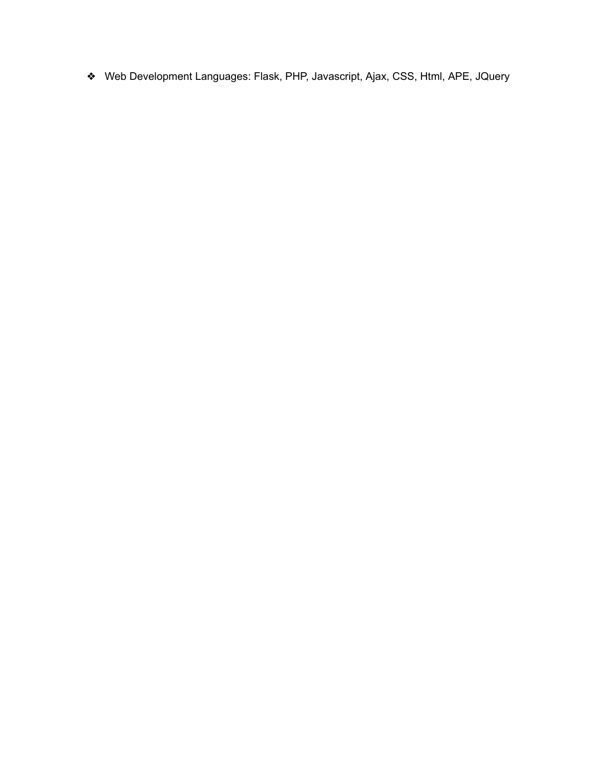- Web Development Languages: Flask, PHP, Javascript, Ajax, CSS, Html, APE, JQuery